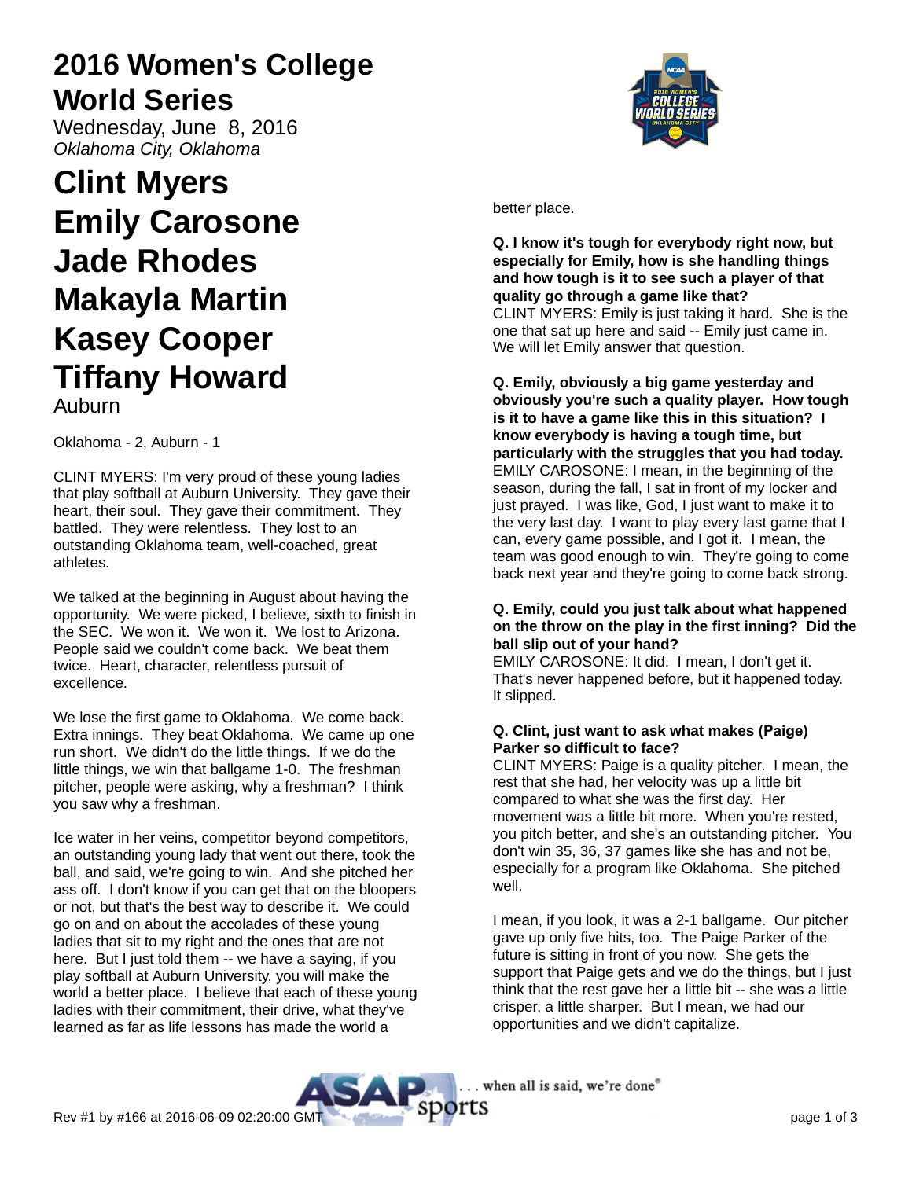# 2016 Women's College World Series

Wednesday, June 8, 2016

*Oklahoma City, Oklahoma*

# Clint Myers
# Emily Carosone
# Jade Rhodes
# Makayla Martin
# Kasey Cooper
# Tiffany Howard

Auburn

Oklahoma - 2, Auburn - 1

CLINT MYERS: I'm very proud of these young ladies that play softball at Auburn University. They gave their heart, their soul. They gave their commitment. They battled. They were relentless. They lost to an outstanding Oklahoma team, well-coached, great athletes.

We talked at the beginning in August about having the opportunity. We were picked, I believe, sixth to finish in the SEC. We won it. We won it. We lost to Arizona. People said we couldn't come back. We beat them twice. Heart, character, relentless pursuit of excellence.

We lose the first game to Oklahoma. We come back. Extra innings. They beat Oklahoma. We came up one run short. We didn't do the little things. If we do the little things, we win that ballgame 1-0. The freshman pitcher, people were asking, why a freshman? I think you saw why a freshman.

Ice water in her veins, competitor beyond competitors, an outstanding young lady that went out there, took the ball, and said, we're going to win. And she pitched her ass off. I don't know if you can get that on the bloopers or not, but that's the best way to describe it. We could go on and on about the accolades of these young ladies that sit to my right and the ones that are not here. But I just told them -- we have a saying, if you play softball at Auburn University, you will make the world a better place. I believe that each of these young ladies with their commitment, their drive, what they've learned as far as life lessons has made the world a better place.

**Q. I know it's tough for everybody right now, but especially for Emily, how is she handling things and how tough is it to see such a player of that quality go through a game like that?**

CLINT MYERS: Emily is just taking it hard. She is the one that sat up here and said -- Emily just came in. We will let Emily answer that question.

**Q. Emily, obviously a big game yesterday and obviously you're such a quality player. How tough is it to have a game like this in this situation? I know everybody is having a tough time, but particularly with the struggles that you had today.**

EMILY CAROSONE: I mean, in the beginning of the season, during the fall, I sat in front of my locker and just prayed. I was like, God, I just want to make it to the very last day. I want to play every last game that I can, every game possible, and I got it. I mean, the team was good enough to win. They're going to come back next year and they're going to come back strong.

**Q. Emily, could you just talk about what happened on the throw on the play in the first inning? Did the ball slip out of your hand?**

EMILY CAROSONE: It did. I mean, I don't get it. That's never happened before, but it happened today. It slipped.

**Q. Clint, just want to ask what makes (Paige) Parker so difficult to face?**

CLINT MYERS: Paige is a quality pitcher. I mean, the rest that she had, her velocity was up a little bit compared to what she was the first day. Her movement was a little bit more. When you're rested, you pitch better, and she's an outstanding pitcher. You don't win 35, 36, 37 games like she has and not be, especially for a program like Oklahoma. She pitched well.

I mean, if you look, it was a 2-1 ballgame. Our pitcher gave up only five hits, too. The Paige Parker of the future is sitting in front of you now. She gets the support that Paige gets and we do the things, but I just think that the rest gave her a little bit -- she was a little crisper, a little sharper. But I mean, we had our opportunities and we didn't capitalize.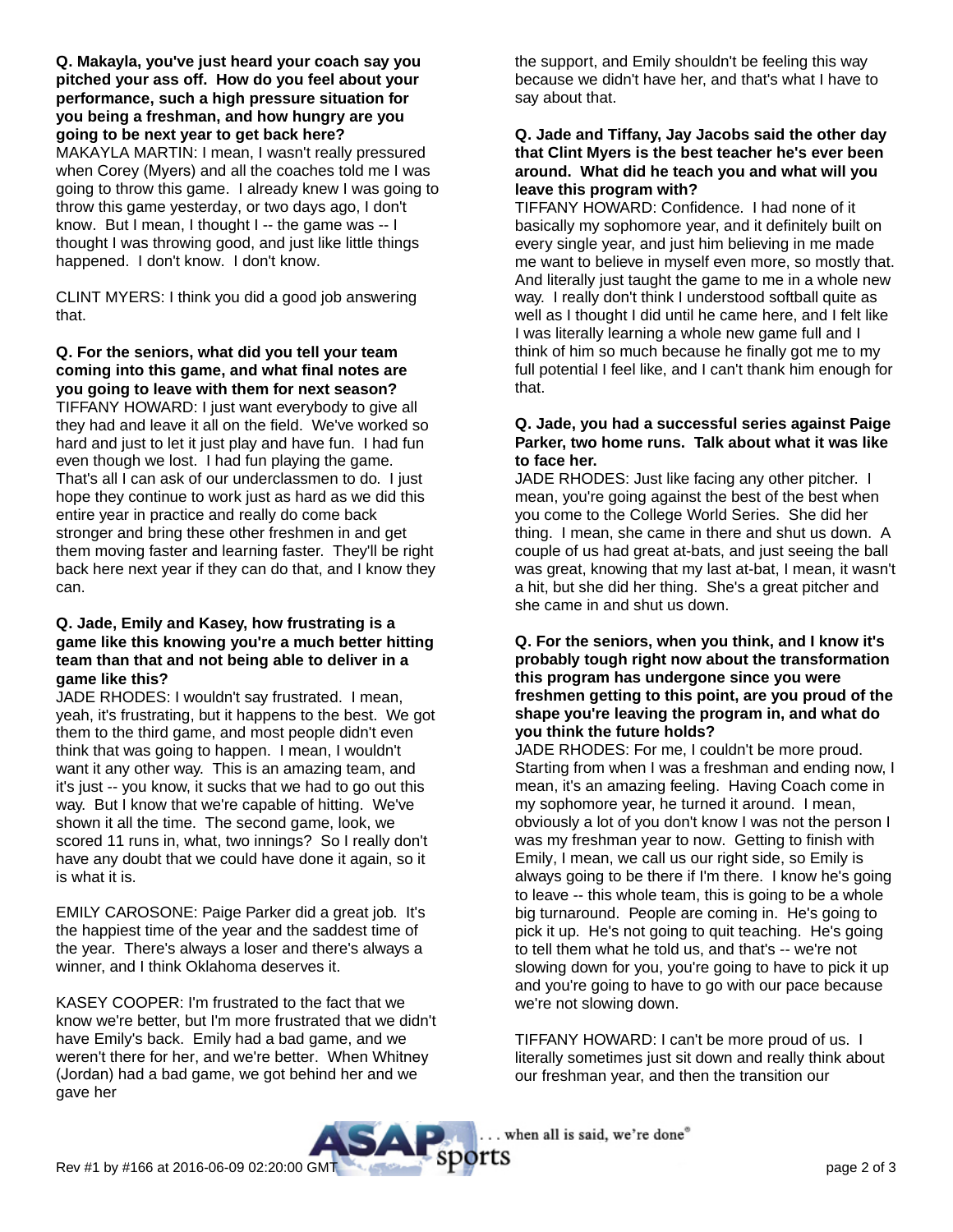**Q. Makayla, you've just heard your coach say you pitched your ass off. How do you feel about your performance, such a high pressure situation for you being a freshman, and how hungry are you going to be next year to get back here?**

MAKAYLA MARTIN: I mean, I wasn't really pressured when Corey (Myers) and all the coaches told me I was going to throw this game. I already knew I was going to throw this game yesterday, or two days ago, I don't know. But I mean, I thought I -- the game was -- I thought I was throwing good, and just like little things happened. I don't know. I don't know.

CLINT MYERS: I think you did a good job answering that.

**Q. For the seniors, what did you tell your team coming into this game, and what final notes are you going to leave with them for next season?**

TIFFANY HOWARD: I just want everybody to give all they had and leave it all on the field. We've worked so hard and just to let it just play and have fun. I had fun even though we lost. I had fun playing the game. That's all I can ask of our underclassmen to do. I just hope they continue to work just as hard as we did this entire year in practice and really do come back stronger and bring these other freshmen in and get them moving faster and learning faster. They'll be right back here next year if they can do that, and I know they can.

**Q. Jade, Emily and Kasey, how frustrating is a game like this knowing you're a much better hitting team than that and not being able to deliver in a game like this?**

JADE RHODES: I wouldn't say frustrated. I mean, yeah, it's frustrating, but it happens to the best. We got them to the third game, and most people didn't even think that was going to happen. I mean, I wouldn't want it any other way. This is an amazing team, and it's just -- you know, it sucks that we had to go out this way. But I know that we're capable of hitting. We've shown it all the time. The second game, look, we scored 11 runs in, what, two innings? So I really don't have any doubt that we could have done it again, so it is what it is.

EMILY CAROSONE: Paige Parker did a great job. It's the happiest time of the year and the saddest time of the year. There's always a loser and there's always a winner, and I think Oklahoma deserves it.

KASEY COOPER: I'm frustrated to the fact that we know we're better, but I'm more frustrated that we didn't have Emily's back. Emily had a bad game, and we weren't there for her, and we're better. When Whitney (Jordan) had a bad game, we got behind her and we gave her the support, and Emily shouldn't be feeling this way because we didn't have her, and that's what I have to say about that.

**Q. Jade and Tiffany, Jay Jacobs said the other day that Clint Myers is the best teacher he's ever been around. What did he teach you and what will you leave this program with?**

TIFFANY HOWARD: Confidence. I had none of it basically my sophomore year, and it definitely built on every single year, and just him believing in me made me want to believe in myself even more, so mostly that. And literally just taught the game to me in a whole new way. I really don't think I understood softball quite as well as I thought I did until he came here, and I felt like I was literally learning a whole new game full and I think of him so much because he finally got me to my full potential I feel like, and I can't thank him enough for that.

**Q. Jade, you had a successful series against Paige Parker, two home runs. Talk about what it was like to face her.**

JADE RHODES: Just like facing any other pitcher. I mean, you're going against the best of the best when you come to the College World Series. She did her thing. I mean, she came in there and shut us down. A couple of us had great at-bats, and just seeing the ball was great, knowing that my last at-bat, I mean, it wasn't a hit, but she did her thing. She's a great pitcher and she came in and shut us down.

**Q. For the seniors, when you think, and I know it's probably tough right now about the transformation this program has undergone since you were freshmen getting to this point, are you proud of the shape you're leaving the program in, and what do you think the future holds?**

JADE RHODES: For me, I couldn't be more proud. Starting from when I was a freshman and ending now, I mean, it's an amazing feeling. Having Coach come in my sophomore year, he turned it around. I mean, obviously a lot of you don't know I was not the person I was my freshman year to now. Getting to finish with Emily, I mean, we call us our right side, so Emily is always going to be there if I'm there. I know he's going to leave -- this whole team, this is going to be a whole big turnaround. People are coming in. He's going to pick it up. He's not going to quit teaching. He's going to tell them what he told us, and that's -- we're not slowing down for you, you're going to have to pick it up and you're going to have to go with our pace because we're not slowing down.

TIFFANY HOWARD: I can't be more proud of us. I literally sometimes just sit down and really think about our freshman year, and then the transition our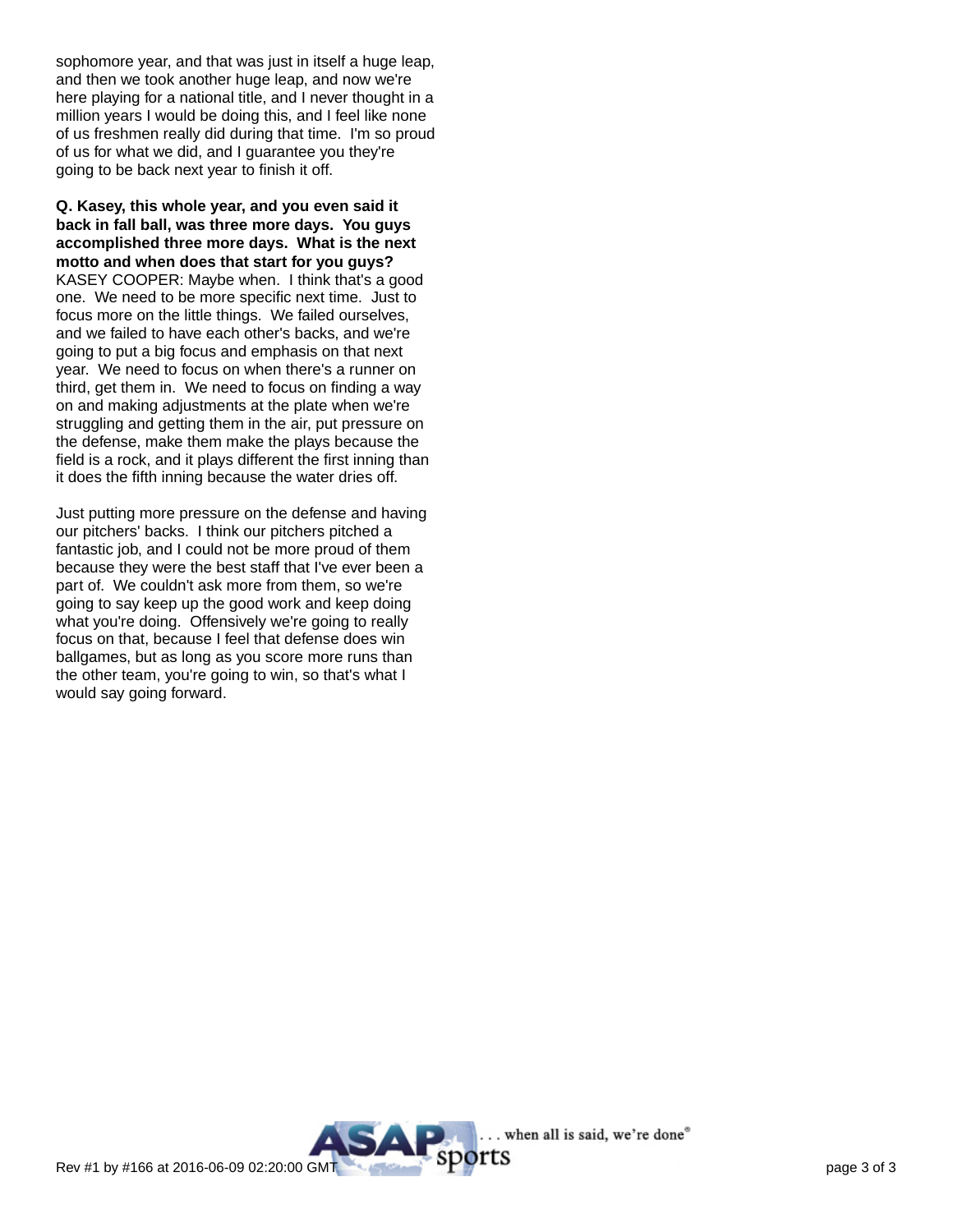sophomore year, and that was just in itself a huge leap, and then we took another huge leap, and now we're here playing for a national title, and I never thought in a million years I would be doing this, and I feel like none of us freshmen really did during that time.  I'm so proud of us for what we did, and I guarantee you they're going to be back next year to finish it off.

**Q. Kasey, this whole year, and you even said it back in fall ball, was three more days.  You guys accomplished three more days.  What is the next motto and when does that start for you guys?**

KASEY COOPER: Maybe when.  I think that's a good one.  We need to be more specific next time.  Just to focus more on the little things.  We failed ourselves, and we failed to have each other's backs, and we're going to put a big focus and emphasis on that next year.  We need to focus on when there's a runner on third, get them in.  We need to focus on finding a way on and making adjustments at the plate when we're struggling and getting them in the air, put pressure on the defense, make them make the plays because the field is a rock, and it plays different the first inning than it does the fifth inning because the water dries off.

Just putting more pressure on the defense and having our pitchers' backs.  I think our pitchers pitched a fantastic job, and I could not be more proud of them because they were the best staff that I've ever been a part of.  We couldn't ask more from them, so we're going to say keep up the good work and keep doing what you're doing.  Offensively we're going to really focus on that, because I feel that defense does win ballgames, but as long as you score more runs than the other team, you're going to win, so that's what I would say going forward.